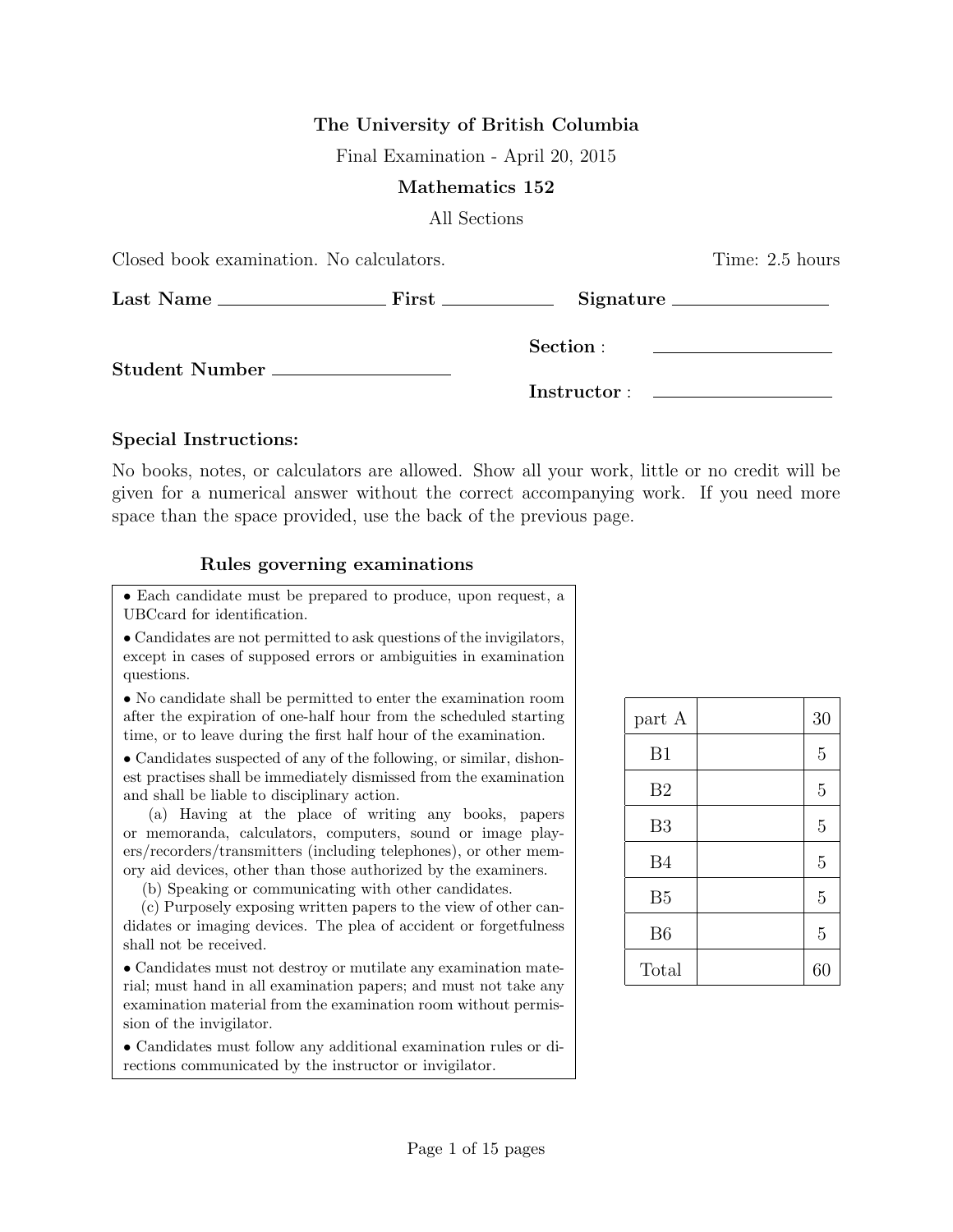**The University of British Columbia**

Final Examination - April 20, 2015

**Mathematics 152**

All Sections

Closed book examination. No calculators. Time: 2.5 hours

**Last Name** ________________ **First** ____________ **Signature** ________________

**Student Number** ________________

**Section** : ________________

**Instructor** : ________________

### Special Instructions:

No books, notes, or calculators are allowed. Show all your work, little or no credit will be given for a numerical answer without the correct accompanying work. If you need more space than the space provided, use the back of the previous page.

#### Rules governing examinations

- Each candidate must be prepared to produce, upon request, a UBCcard for identification.
- Candidates are not permitted to ask questions of the invigilators, except in cases of supposed errors or ambiguities in examination questions.
- No candidate shall be permitted to enter the examination room after the expiration of one-half hour from the scheduled starting time, or to leave during the first half hour of the examination.
- Candidates suspected of any of the following, or similar, dishonest practises shall be immediately dismissed from the examination and shall be liable to disciplinary action.

  (a) Having at the place of writing any books, papers or memoranda, calculators, computers, sound or image players/recorders/transmitters (including telephones), or other memory aid devices, other than those authorized by the examiners.

  (b) Speaking or communicating with other candidates.

  (c) Purposely exposing written papers to the view of other candidates or imaging devices. The plea of accident or forgetfulness shall not be received.
- Candidates must not destroy or mutilate any examination material; must hand in all examination papers; and must not take any examination material from the examination room without permission of the invigilator.
- Candidates must follow any additional examination rules or directions communicated by the instructor or invigilator.

| | | |
|---|---|---|
| part A | | 30 |
| B1 | | 5 |
| B2 | | 5 |
| B3 | | 5 |
| B4 | | 5 |
| B5 | | 5 |
| B6 | | 5 |
| Total | | 60 |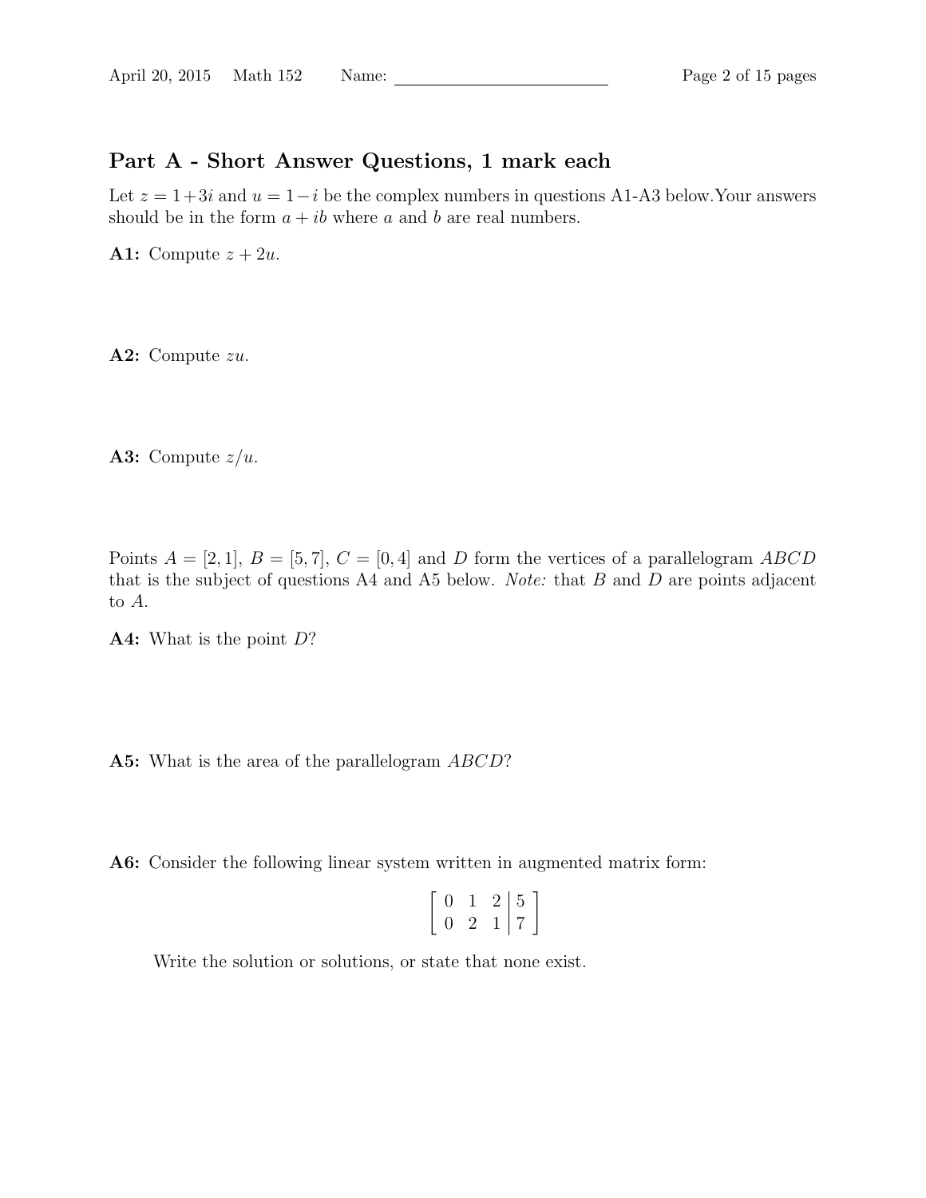## Part A - Short Answer Questions, 1 mark each

Let $z = 1+3i$ and $u = 1-i$ be the complex numbers in questions A1-A3 below.Your answers should be in the form $a + ib$ where $a$ and $b$ are real numbers.

**A1:** Compute $z + 2u$.

**A2:** Compute $zu$.

**A3:** Compute $z/u$.

Points $A = [2, 1]$, $B = [5, 7]$, $C = [0, 4]$ and $D$ form the vertices of a parallelogram $ABCD$ that is the subject of questions A4 and A5 below. *Note:* that $B$ and $D$ are points adjacent to $A$.

**A4:** What is the point $D$?

**A5:** What is the area of the parallelogram $ABCD$?

**A6:** Consider the following linear system written in augmented matrix form:

$$\left[\begin{array}{ccc|c} 0 & 1 & 2 & 5 \\ 0 & 2 & 1 & 7 \end{array}\right]$$

Write the solution or solutions, or state that none exist.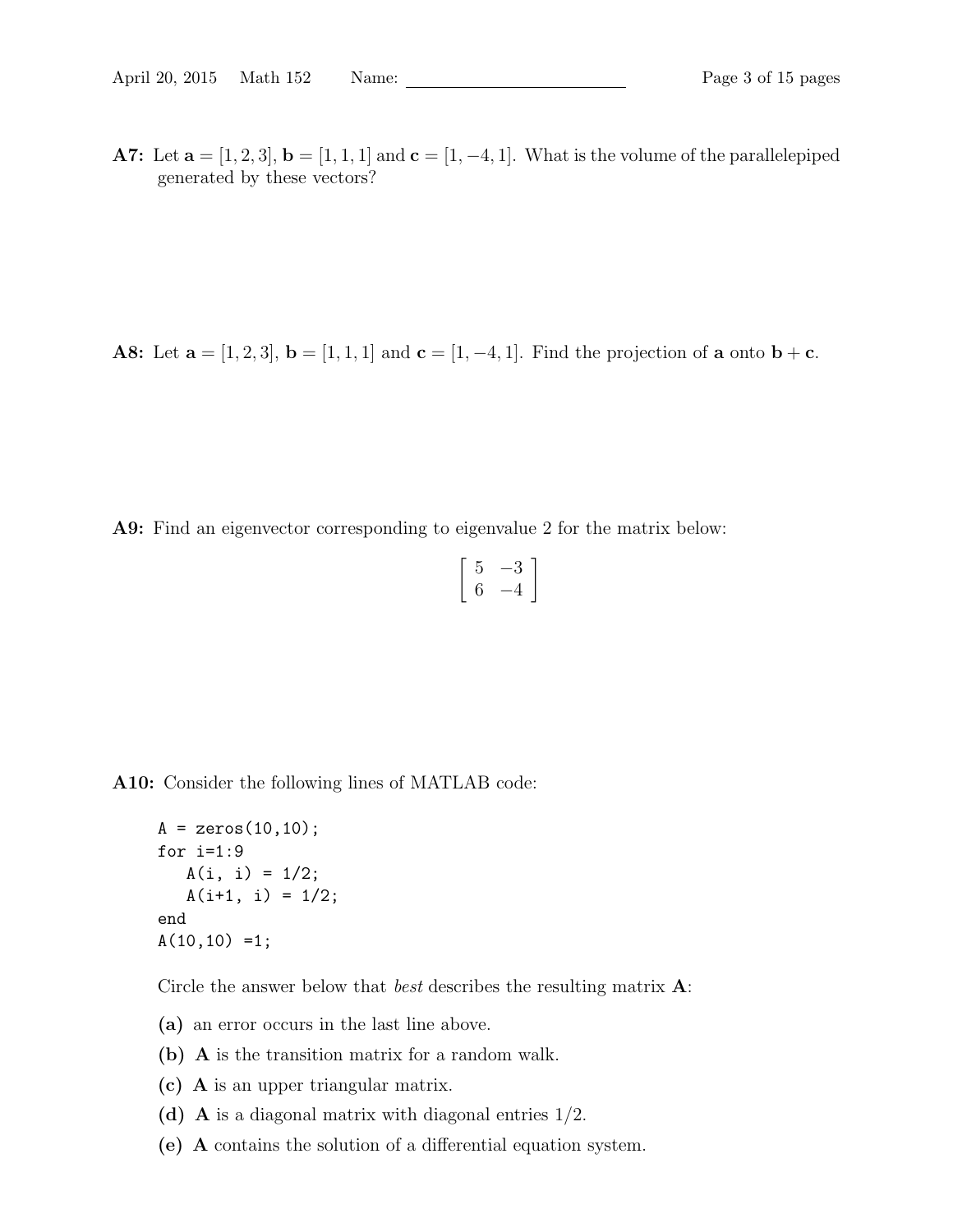**A7:** Let $\mathbf{a} = [1, 2, 3]$, $\mathbf{b} = [1, 1, 1]$ and $\mathbf{c} = [1, -4, 1]$. What is the volume of the parallelepiped generated by these vectors?

**A8:** Let $\mathbf{a} = [1, 2, 3]$, $\mathbf{b} = [1, 1, 1]$ and $\mathbf{c} = [1, -4, 1]$. Find the projection of $\mathbf{a}$ onto $\mathbf{b} + \mathbf{c}$.

**A9:** Find an eigenvector corresponding to eigenvalue 2 for the matrix below:

$$\begin{bmatrix} 5 & -3 \\ 6 & -4 \end{bmatrix}$$

**A10:** Consider the following lines of MATLAB code:

```
A = zeros(10,10);
for i=1:9
   A(i, i) = 1/2;
   A(i+1, i) = 1/2;
end
A(10,10) =1;
```

Circle the answer below that *best* describes the resulting matrix $\mathbf{A}$:

**(a)** an error occurs in the last line above.

**(b)** $\mathbf{A}$ is the transition matrix for a random walk.

**(c)** $\mathbf{A}$ is an upper triangular matrix.

**(d)** $\mathbf{A}$ is a diagonal matrix with diagonal entries 1/2.

**(e)** $\mathbf{A}$ contains the solution of a differential equation system.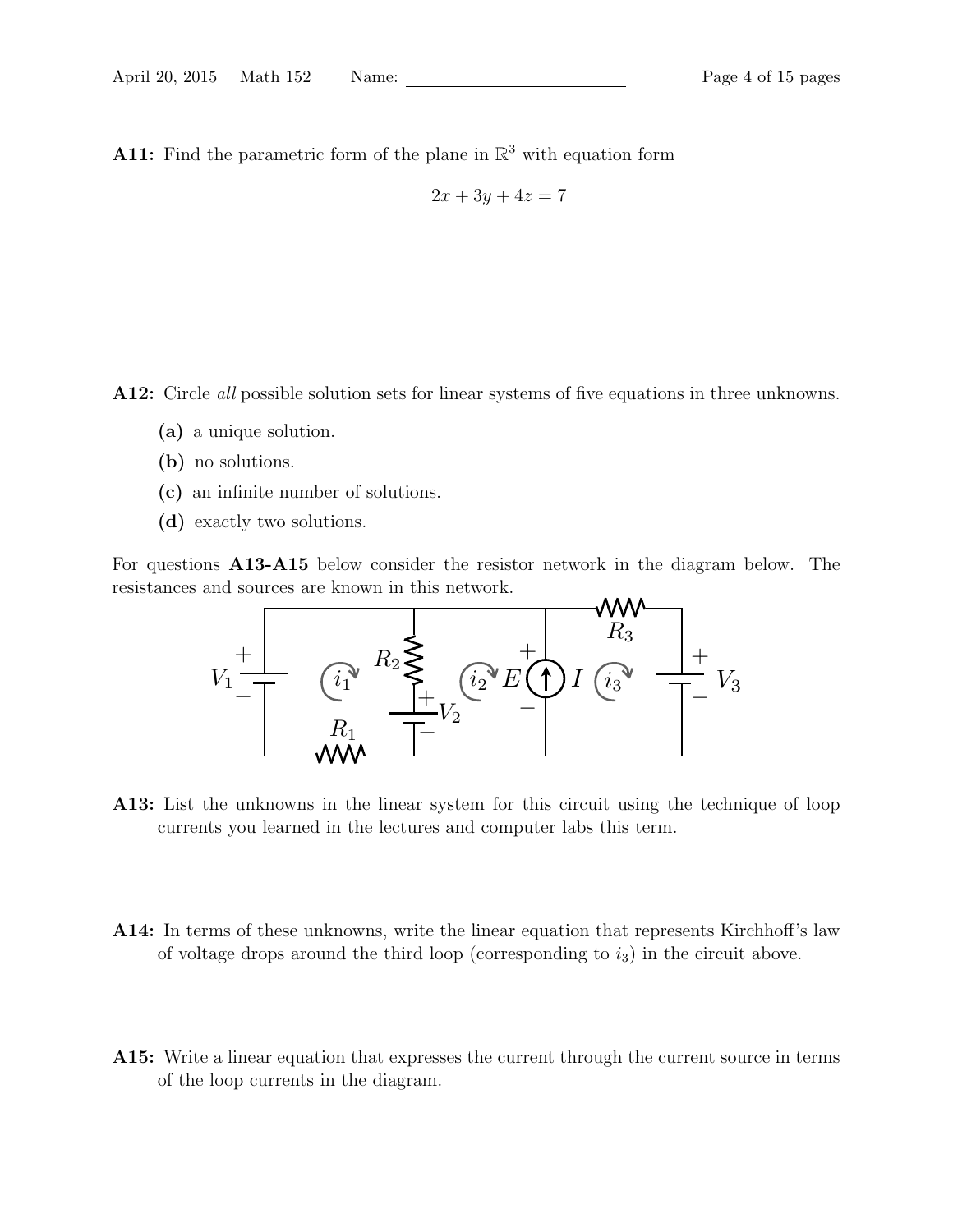**A11:** Find the parametric form of the plane in $\mathbb{R}^3$ with equation form

$$2x + 3y + 4z = 7$$

**A12:** Circle *all* possible solution sets for linear systems of five equations in three unknowns.

- **(a)** a unique solution.
- **(b)** no solutions.
- **(c)** an infinite number of solutions.
- **(d)** exactly two solutions.

For questions **A13-A15** below consider the resistor network in the diagram below. The resistances and sources are known in this network.

**A13:** List the unknowns in the linear system for this circuit using the technique of loop currents you learned in the lectures and computer labs this term.

**A14:** In terms of these unknowns, write the linear equation that represents Kirchhoff's law of voltage drops around the third loop (corresponding to $i_3$) in the circuit above.

**A15:** Write a linear equation that expresses the current through the current source in terms of the loop currents in the diagram.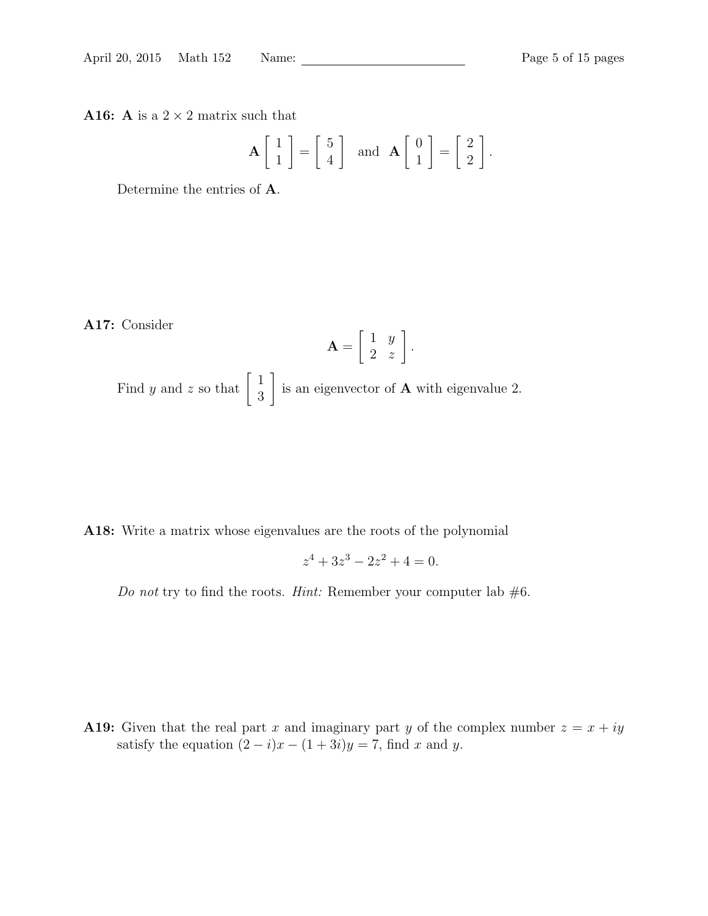**A16:** $\mathbf{A}$ is a $2 \times 2$ matrix such that

$$\mathbf{A}\begin{bmatrix} 1 \\ 1 \end{bmatrix} = \begin{bmatrix} 5 \\ 4 \end{bmatrix} \text{ and } \mathbf{A}\begin{bmatrix} 0 \\ 1 \end{bmatrix} = \begin{bmatrix} 2 \\ 2 \end{bmatrix}.$$

Determine the entries of $\mathbf{A}$.

**A17:** Consider

$$\mathbf{A} = \begin{bmatrix} 1 & y \\ 2 & z \end{bmatrix}.$$

Find $y$ and $z$ so that $\begin{bmatrix} 1 \\ 3 \end{bmatrix}$ is an eigenvector of $\mathbf{A}$ with eigenvalue 2.

**A18:** Write a matrix whose eigenvalues are the roots of the polynomial

$$z^4 + 3z^3 - 2z^2 + 4 = 0.$$

*Do not* try to find the roots. *Hint:* Remember your computer lab #6.

**A19:** Given that the real part $x$ and imaginary part $y$ of the complex number $z = x + iy$ satisfy the equation $(2 - i)x - (1 + 3i)y = 7$, find $x$ and $y$.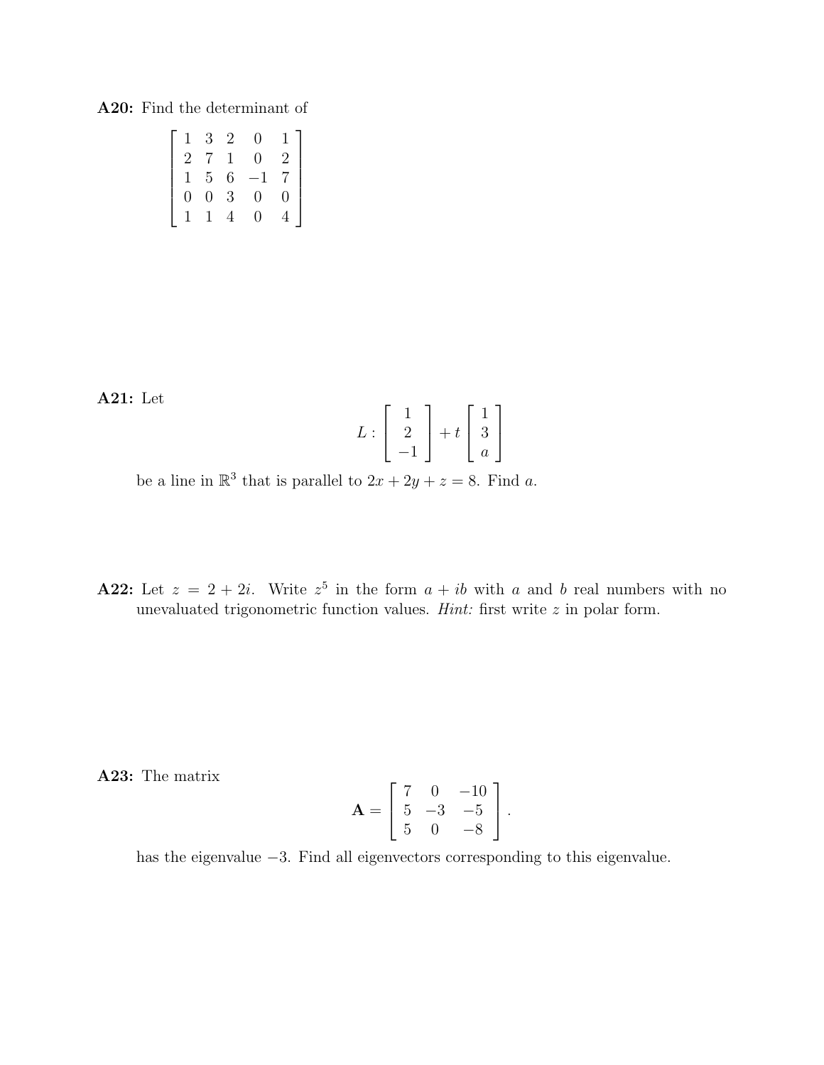**A20:** Find the determinant of

$$\begin{bmatrix} 1 & 3 & 2 & 0 & 1 \\ 2 & 7 & 1 & 0 & 2 \\ 1 & 5 & 6 & -1 & 7 \\ 0 & 0 & 3 & 0 & 0 \\ 1 & 1 & 4 & 0 & 4 \end{bmatrix}$$

**A21:** Let

$$L : \begin{bmatrix} 1 \\ 2 \\ -1 \end{bmatrix} + t \begin{bmatrix} 1 \\ 3 \\ a \end{bmatrix}$$

be a line in $\mathbb{R}^3$ that is parallel to $2x + 2y + z = 8$. Find $a$.

**A22:** Let $z = 2 + 2i$. Write $z^5$ in the form $a + ib$ with $a$ and $b$ real numbers with no unevaluated trigonometric function values. *Hint:* first write $z$ in polar form.

**A23:** The matrix

$$\mathbf{A} = \begin{bmatrix} 7 & 0 & -10 \\ 5 & -3 & -5 \\ 5 & 0 & -8 \end{bmatrix}.$$

has the eigenvalue $-3$. Find all eigenvectors corresponding to this eigenvalue.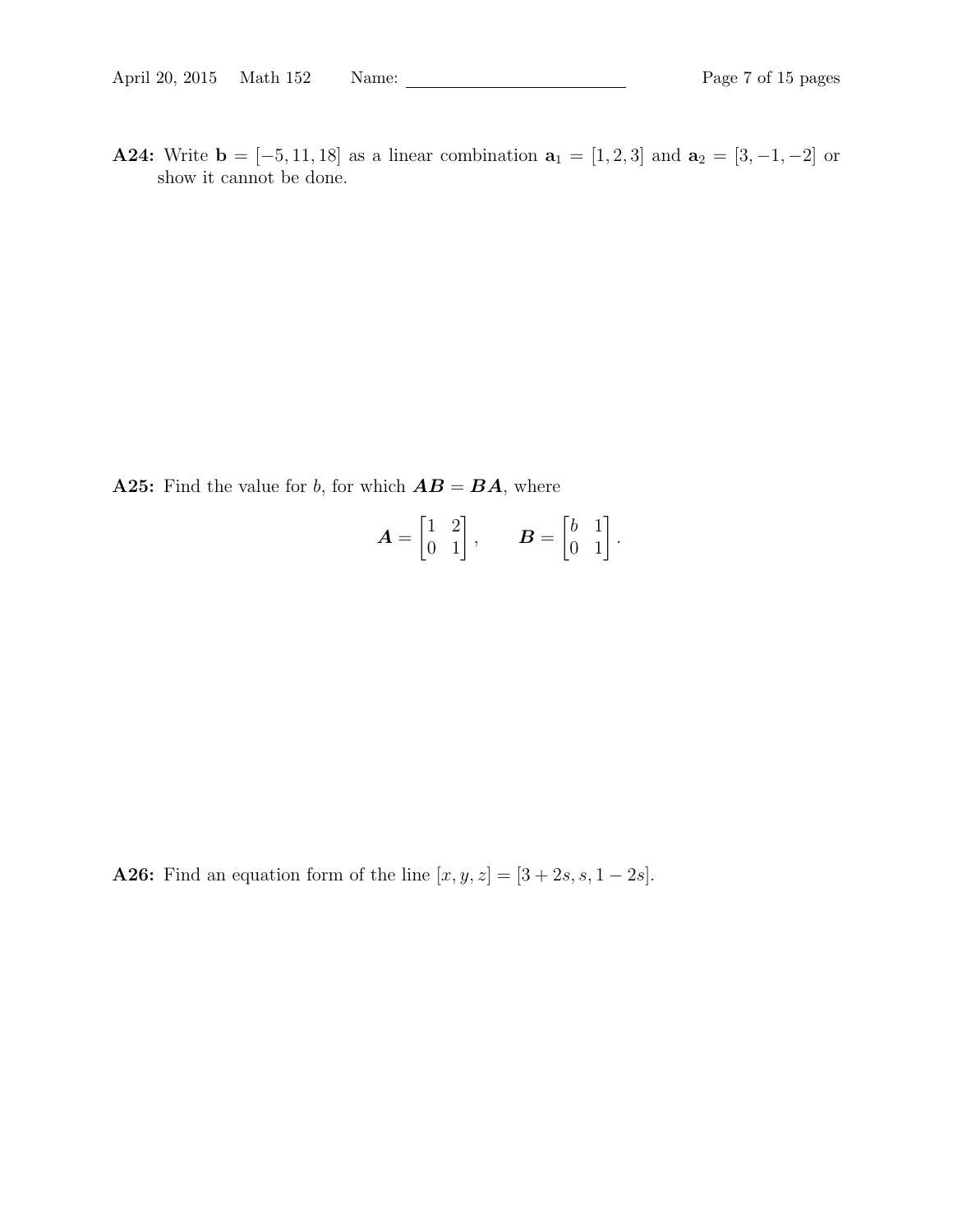**A24:** Write $\mathbf{b} = [-5, 11, 18]$ as a linear combination $\mathbf{a}_1 = [1, 2, 3]$ and $\mathbf{a}_2 = [3, -1, -2]$ or show it cannot be done.

**A25:** Find the value for $b$, for which $\boldsymbol{AB} = \boldsymbol{BA}$, where

$$\boldsymbol{A} = \begin{bmatrix} 1 & 2 \\ 0 & 1 \end{bmatrix}, \qquad \boldsymbol{B} = \begin{bmatrix} b & 1 \\ 0 & 1 \end{bmatrix}.$$

**A26:** Find an equation form of the line $[x, y, z] = [3 + 2s, s, 1 - 2s]$.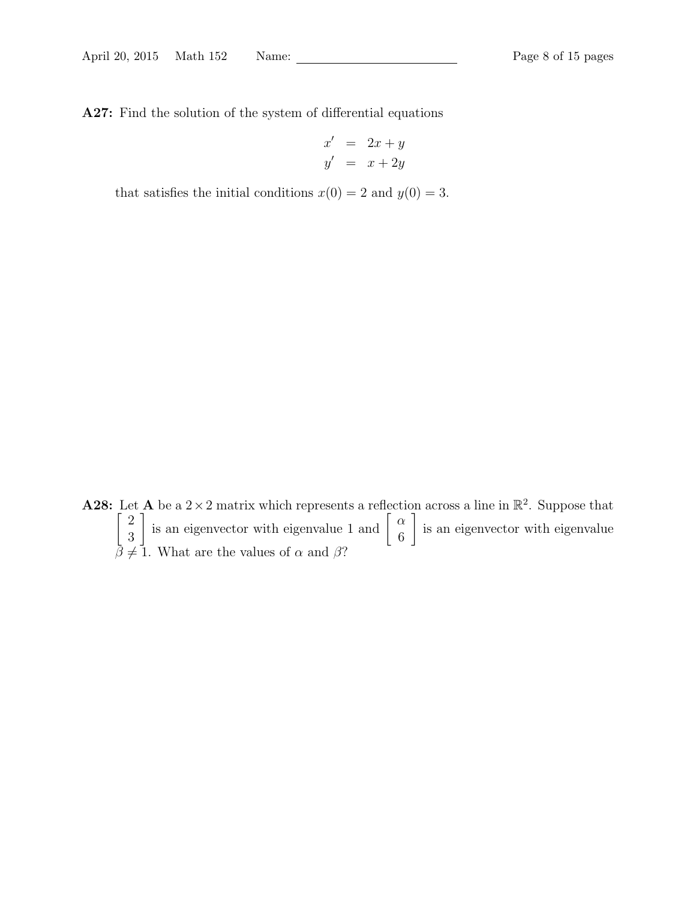**A27:** Find the solution of the system of differential equations

$$\begin{aligned} x' &= 2x + y \\ y' &= x + 2y \end{aligned}$$

that satisfies the initial conditions $x(0) = 2$ and $y(0) = 3$.

**A28:** Let $\mathbf{A}$ be a $2 \times 2$ matrix which represents a reflection across a line in $\mathbb{R}^2$. Suppose that $\begin{bmatrix} 2 \\ 3 \end{bmatrix}$ is an eigenvector with eigenvalue 1 and $\begin{bmatrix} \alpha \\ 6 \end{bmatrix}$ is an eigenvector with eigenvalue $\beta \neq 1$. What are the values of $\alpha$ and $\beta$?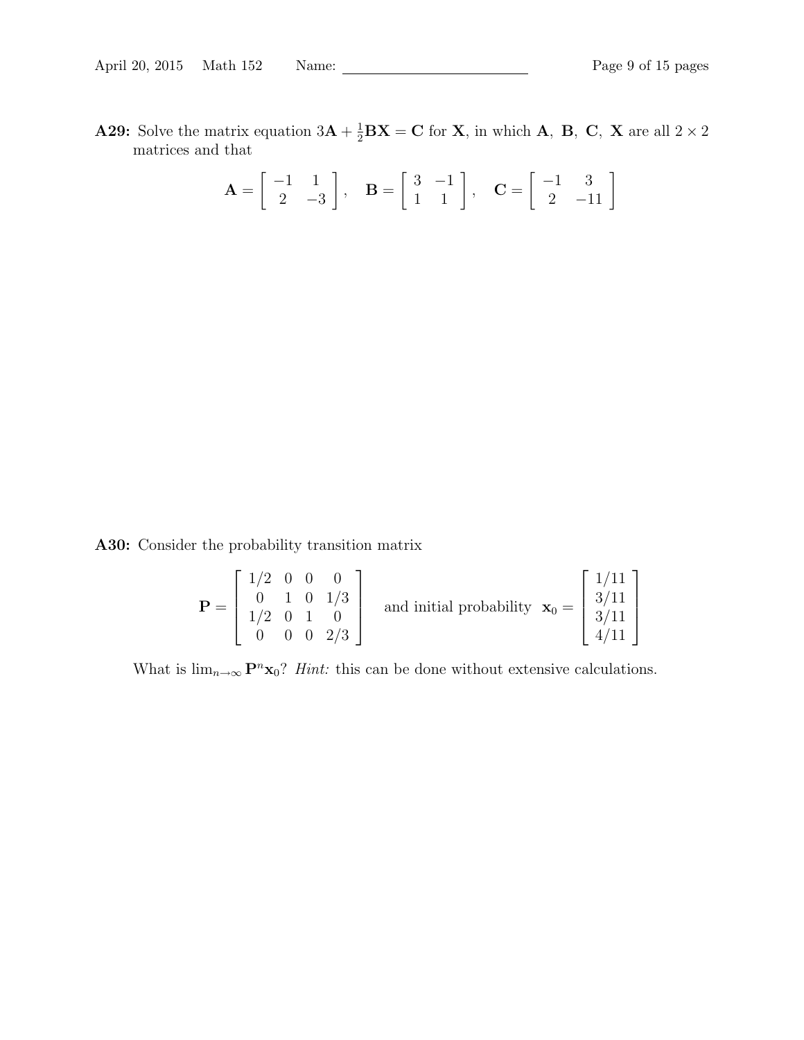**A29:** Solve the matrix equation $3\mathbf{A} + \frac{1}{2}\mathbf{BX} = \mathbf{C}$ for $\mathbf{X}$, in which $\mathbf{A},\ \mathbf{B},\ \mathbf{C},\ \mathbf{X}$ are all $2 \times 2$ matrices and that

$$\mathbf{A} = \begin{bmatrix} -1 & 1 \\ 2 & -3 \end{bmatrix}, \quad \mathbf{B} = \begin{bmatrix} 3 & -1 \\ 1 & 1 \end{bmatrix}, \quad \mathbf{C} = \begin{bmatrix} -1 & 3 \\ 2 & -11 \end{bmatrix}$$

**A30:** Consider the probability transition matrix

$$\mathbf{P} = \begin{bmatrix} 1/2 & 0 & 0 & 0 \\ 0 & 1 & 0 & 1/3 \\ 1/2 & 0 & 1 & 0 \\ 0 & 0 & 0 & 2/3 \end{bmatrix} \quad \text{and initial probability} \quad \mathbf{x}_0 = \begin{bmatrix} 1/11 \\ 3/11 \\ 3/11 \\ 4/11 \end{bmatrix}$$

What is $\lim_{n\to\infty} \mathbf{P}^n \mathbf{x}_0$? *Hint:* this can be done without extensive calculations.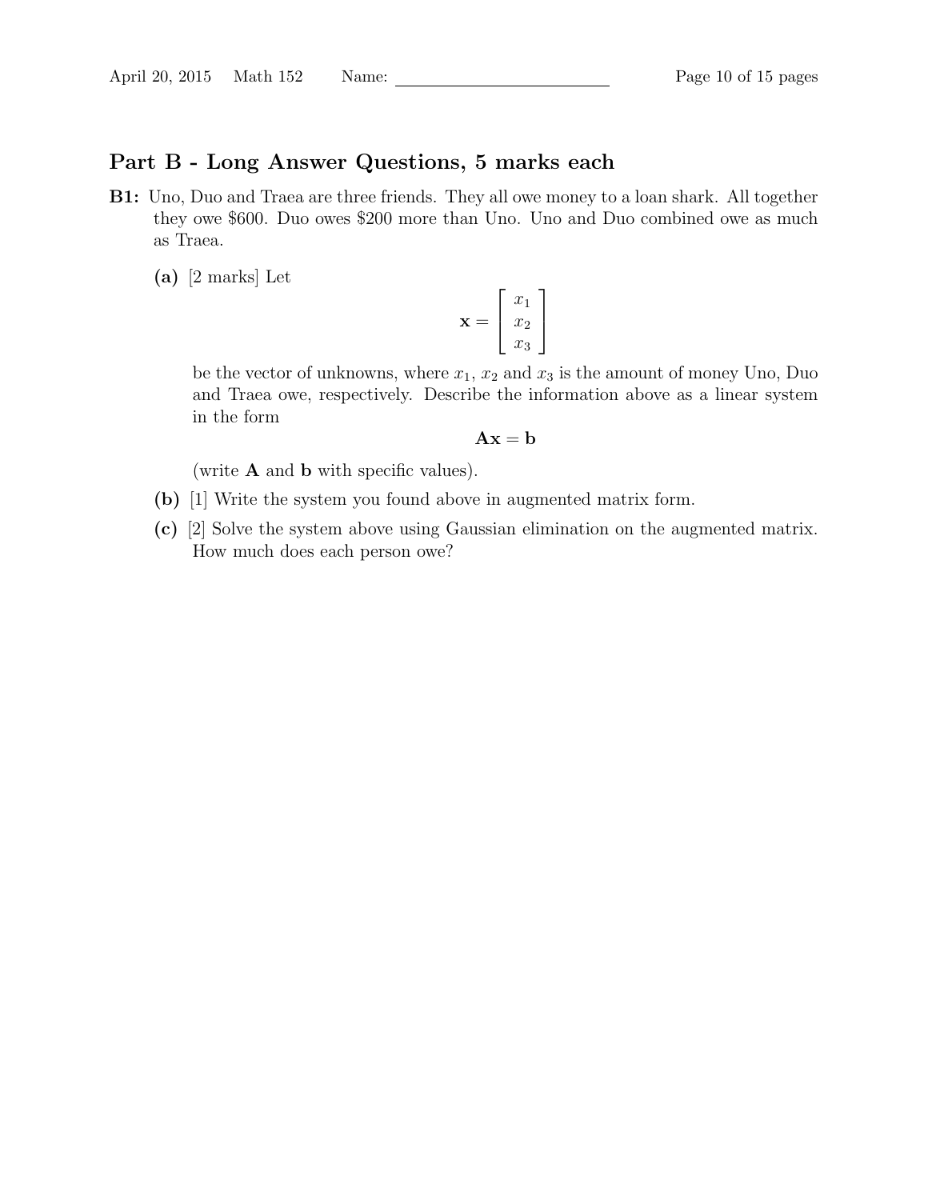## Part B - Long Answer Questions, 5 marks each

**B1:** Uno, Duo and Traea are three friends. They all owe money to a loan shark. All together they owe \$600. Duo owes \$200 more than Uno. Uno and Duo combined owe as much as Traea.

**(a)** [2 marks] Let

$$\mathbf{x} = \begin{bmatrix} x_1 \\ x_2 \\ x_3 \end{bmatrix}$$

be the vector of unknowns, where $x_1$, $x_2$ and $x_3$ is the amount of money Uno, Duo and Traea owe, respectively. Describe the information above as a linear system in the form

$$\mathbf{A}\mathbf{x} = \mathbf{b}$$

(write $\mathbf{A}$ and $\mathbf{b}$ with specific values).

**(b)** [1] Write the system you found above in augmented matrix form.

**(c)** [2] Solve the system above using Gaussian elimination on the augmented matrix. How much does each person owe?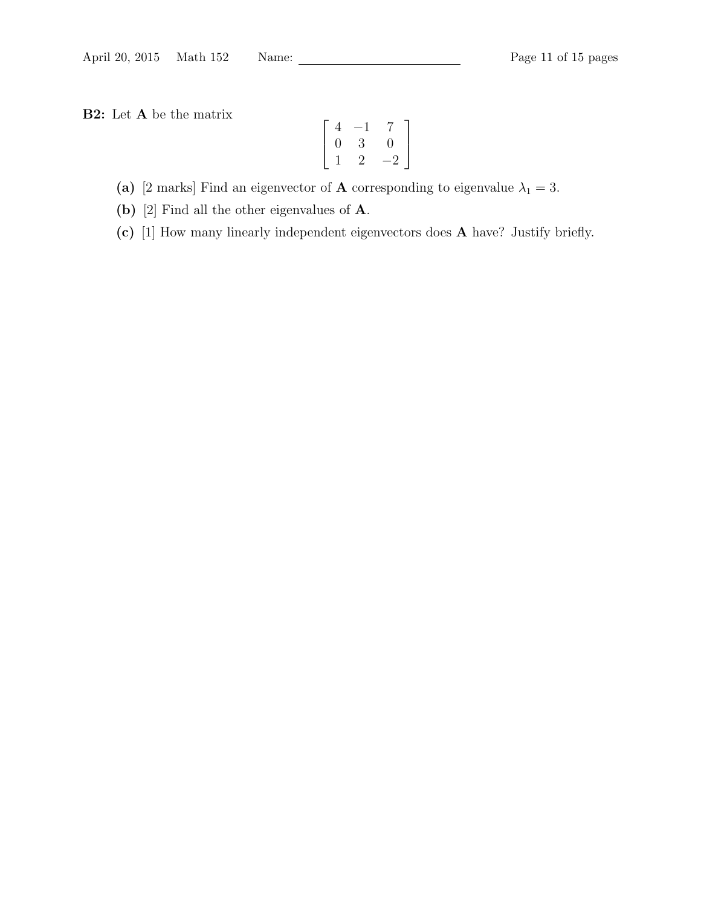**B2:** Let **A** be the matrix

$$\begin{bmatrix} 4 & -1 & 7 \\ 0 & 3 & 0 \\ 1 & 2 & -2 \end{bmatrix}$$

**(a)** [2 marks] Find an eigenvector of **A** corresponding to eigenvalue $\lambda_1 = 3$.

**(b)** [2] Find all the other eigenvalues of **A**.

**(c)** [1] How many linearly independent eigenvectors does **A** have? Justify briefly.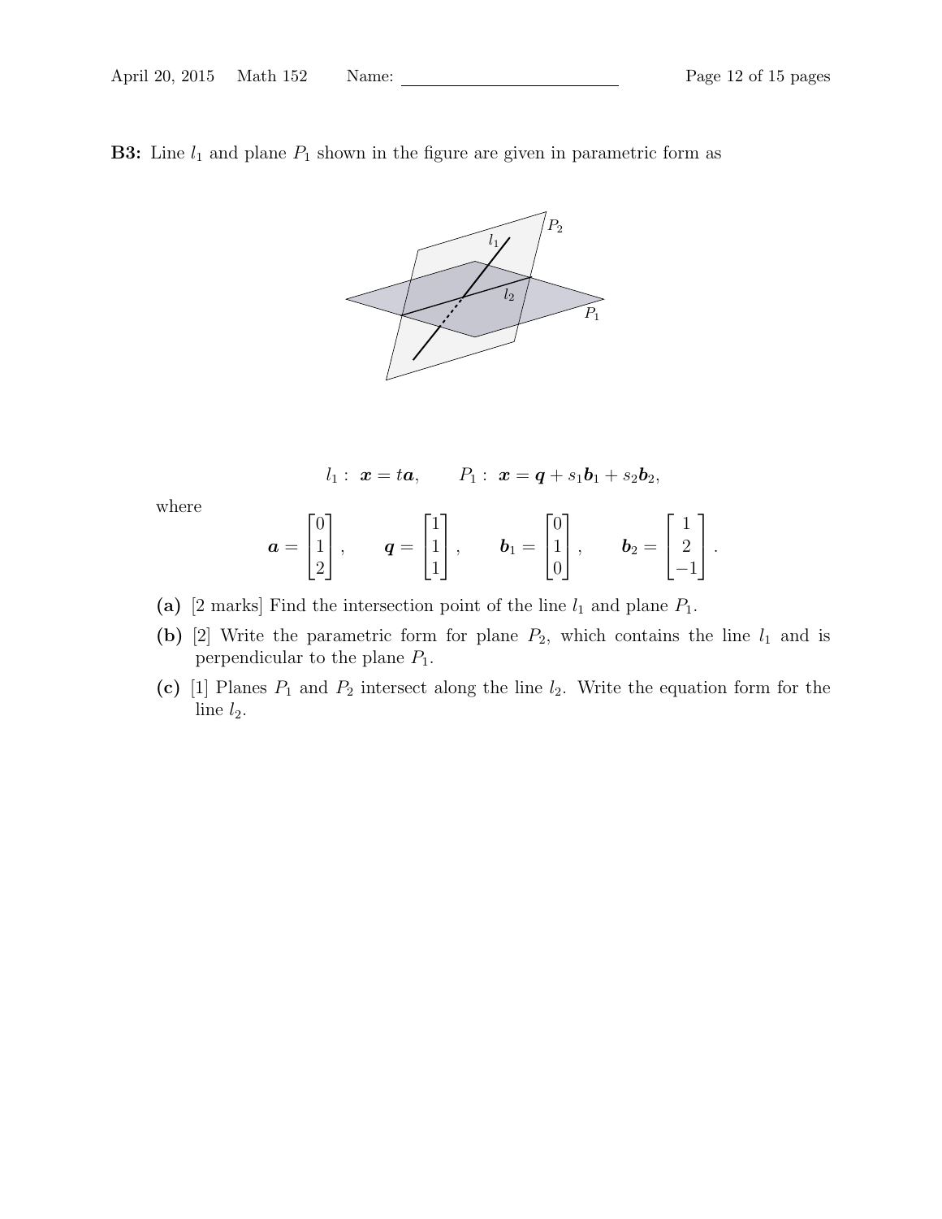**B3:** Line $l_1$ and plane $P_1$ shown in the figure are given in parametric form as

$$l_1: \ \boldsymbol{x} = t\boldsymbol{a}, \qquad P_1: \ \boldsymbol{x} = \boldsymbol{q} + s_1\boldsymbol{b}_1 + s_2\boldsymbol{b}_2,$$

where

$$\boldsymbol{a} = \begin{bmatrix} 0 \\ 1 \\ 2 \end{bmatrix}, \qquad \boldsymbol{q} = \begin{bmatrix} 1 \\ 1 \\ 1 \end{bmatrix}, \qquad \boldsymbol{b}_1 = \begin{bmatrix} 0 \\ 1 \\ 0 \end{bmatrix}, \qquad \boldsymbol{b}_2 = \begin{bmatrix} 1 \\ 2 \\ -1 \end{bmatrix}.$$

**(a)** [2 marks] Find the intersection point of the line $l_1$ and plane $P_1$.

**(b)** [2] Write the parametric form for plane $P_2$, which contains the line $l_1$ and is perpendicular to the plane $P_1$.

**(c)** [1] Planes $P_1$ and $P_2$ intersect along the line $l_2$. Write the equation form for the line $l_2$.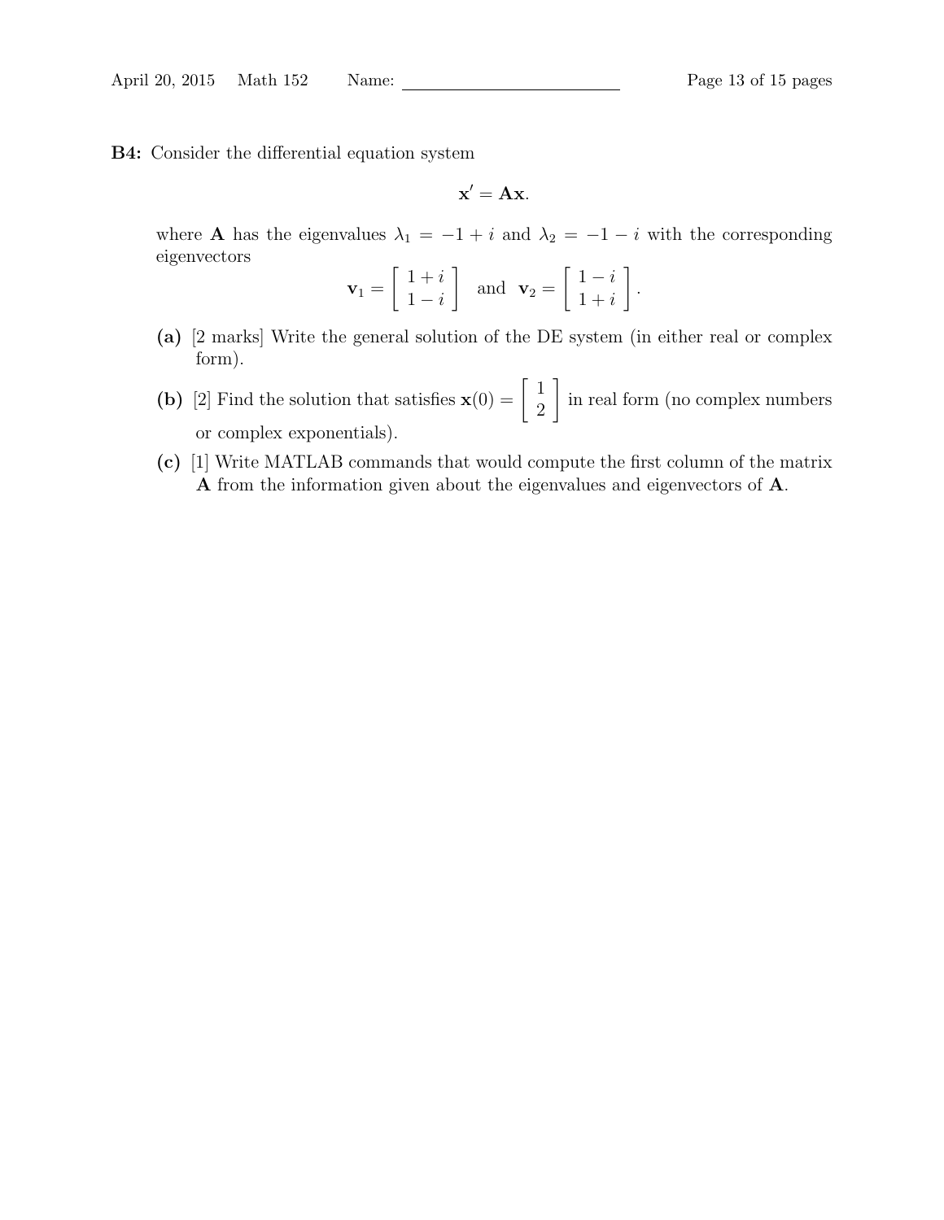**B4:** Consider the differential equation system

$$\mathbf{x}' = \mathbf{A}\mathbf{x}.$$

where $\mathbf{A}$ has the eigenvalues $\lambda_1 = -1 + i$ and $\lambda_2 = -1 - i$ with the corresponding eigenvectors

$$\mathbf{v}_1 = \begin{bmatrix} 1+i \\ 1-i \end{bmatrix} \quad \text{and} \quad \mathbf{v}_2 = \begin{bmatrix} 1-i \\ 1+i \end{bmatrix}.$$

**(a)** [2 marks] Write the general solution of the DE system (in either real or complex form).

**(b)** [2] Find the solution that satisfies $\mathbf{x}(0) = \begin{bmatrix} 1 \\ 2 \end{bmatrix}$ in real form (no complex numbers or complex exponentials).

**(c)** [1] Write MATLAB commands that would compute the first column of the matrix $\mathbf{A}$ from the information given about the eigenvalues and eigenvectors of $\mathbf{A}$.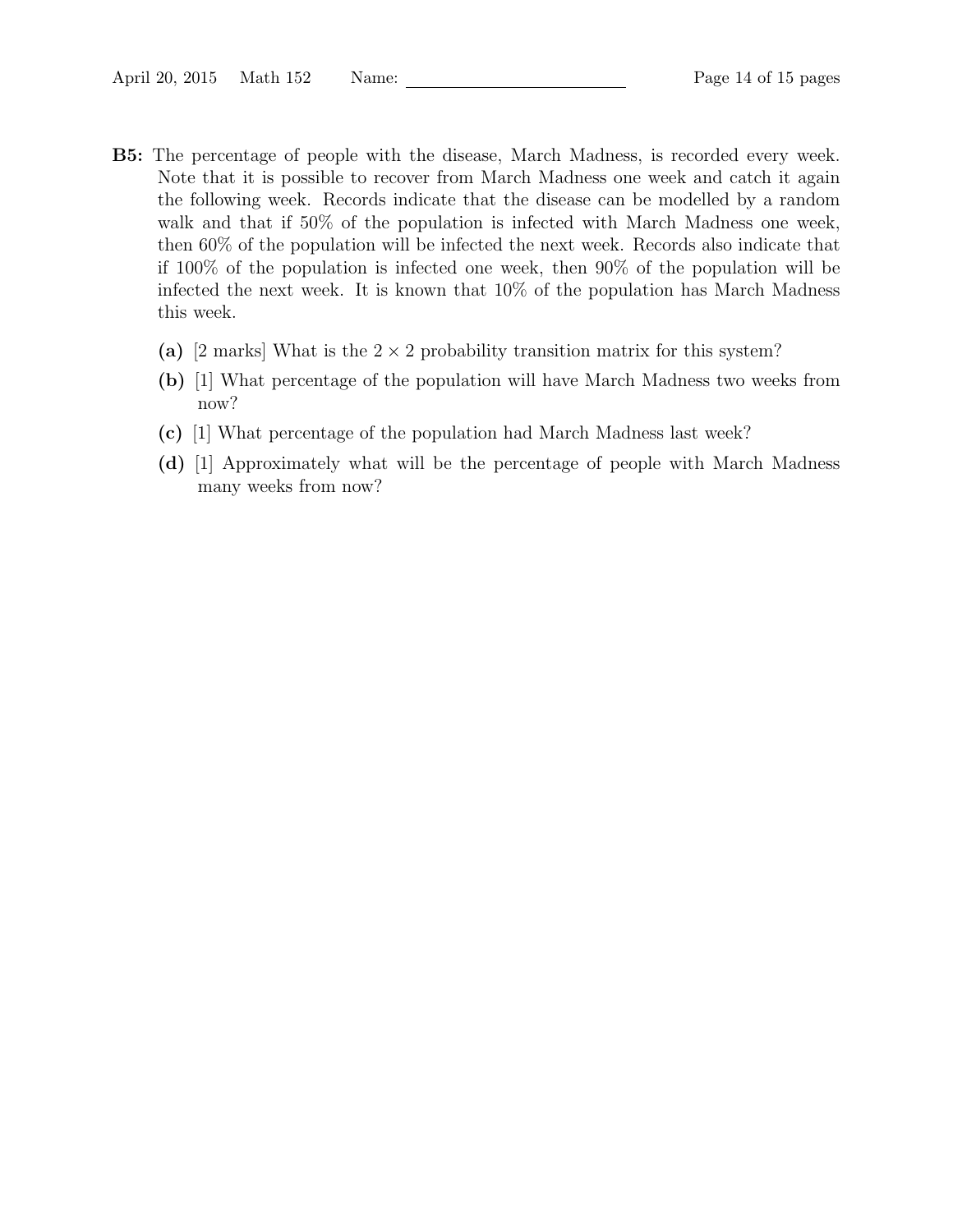**B5:** The percentage of people with the disease, March Madness, is recorded every week. Note that it is possible to recover from March Madness one week and catch it again the following week. Records indicate that the disease can be modelled by a random walk and that if 50% of the population is infected with March Madness one week, then 60% of the population will be infected the next week. Records also indicate that if 100% of the population is infected one week, then 90% of the population will be infected the next week. It is known that 10% of the population has March Madness this week.

**(a)** [2 marks] What is the $2 \times 2$ probability transition matrix for this system?

**(b)** [1] What percentage of the population will have March Madness two weeks from now?

**(c)** [1] What percentage of the population had March Madness last week?

**(d)** [1] Approximately what will be the percentage of people with March Madness many weeks from now?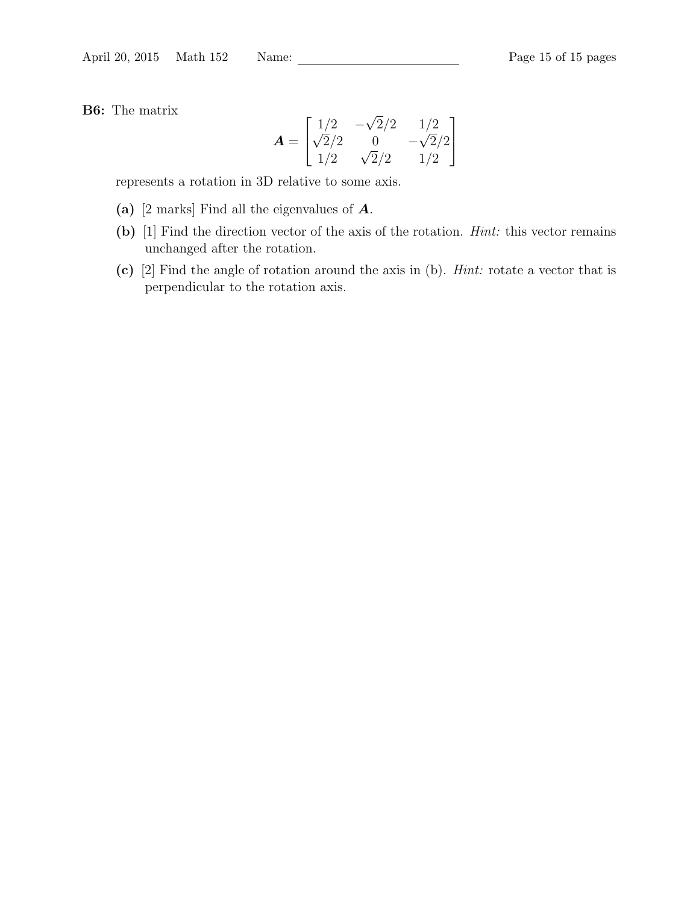**B6:** The matrix

$$\boldsymbol{A} = \begin{bmatrix} 1/2 & -\sqrt{2}/2 & 1/2 \\ \sqrt{2}/2 & 0 & -\sqrt{2}/2 \\ 1/2 & \sqrt{2}/2 & 1/2 \end{bmatrix}$$

represents a rotation in 3D relative to some axis.

**(a)** [2 marks] Find all the eigenvalues of $\boldsymbol{A}$.

**(b)** [1] Find the direction vector of the axis of the rotation. *Hint:* this vector remains unchanged after the rotation.

**(c)** [2] Find the angle of rotation around the axis in (b). *Hint:* rotate a vector that is perpendicular to the rotation axis.